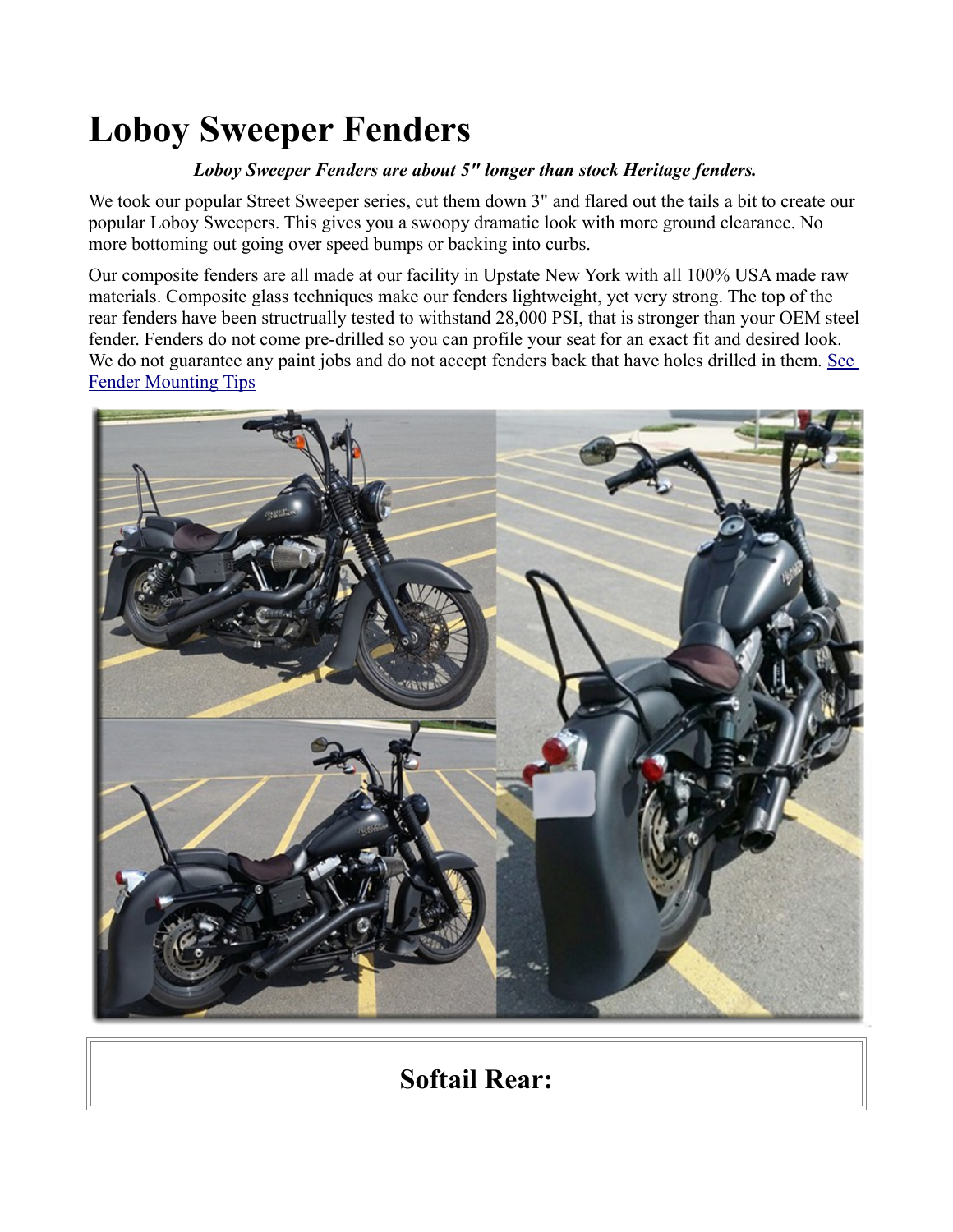# Loboy Sweeper Fenders

***Loboy Sweeper Fenders are about 5" longer than stock Heritage fenders.***

We took our popular Street Sweeper series, cut them down 3" and flared out the tails a bit to create our popular Loboy Sweepers. This gives you a swoopy dramatic look with more ground clearance. No more bottoming out going over speed bumps or backing into curbs.

Our composite fenders are all made at our facility in Upstate New York with all 100% USA made raw materials. Composite glass techniques make our fenders lightweight, yet very strong. The top of the rear fenders have been structrually tested to withstand 28,000 PSI, that is stronger than your OEM steel fender. Fenders do not come pre-drilled so you can profile your seat for an exact fit and desired look. We do not guarantee any paint jobs and do not accept fenders back that have holes drilled in them. [See Fender Mounting Tips]

## Softail Rear: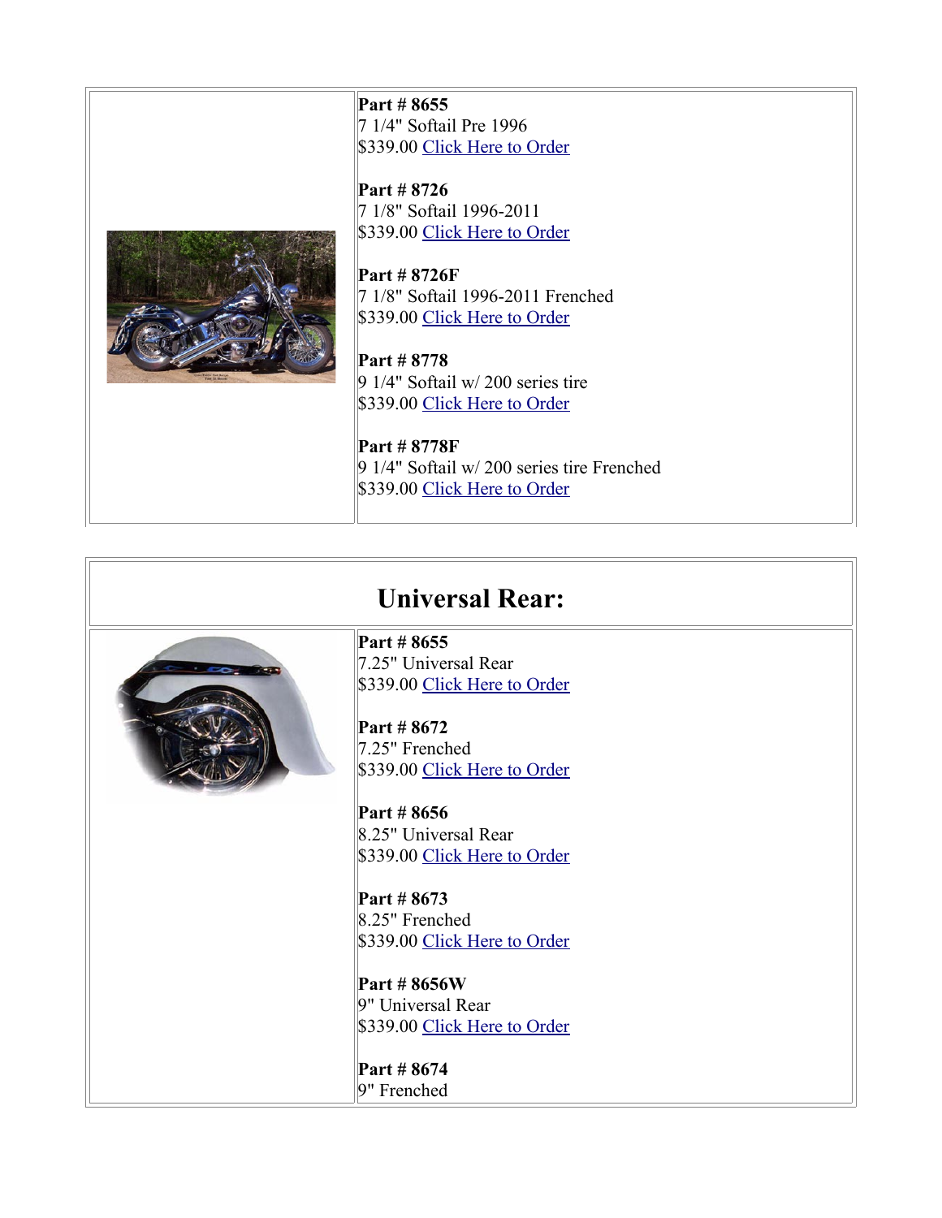**Part # 8655**
7 1/4" Softail Pre 1996
$339.00 Click Here to Order

**Part # 8726**
7 1/8" Softail 1996-2011
$339.00 Click Here to Order

**Part # 8726F**
7 1/8" Softail 1996-2011 Frenched
$339.00 Click Here to Order

**Part # 8778**
9 1/4" Softail w/ 200 series tire
$339.00 Click Here to Order

**Part # 8778F**
9 1/4" Softail w/ 200 series tire Frenched
$339.00 Click Here to Order

## Universal Rear:

**Part # 8655**
7.25" Universal Rear
$339.00 Click Here to Order

**Part # 8672**
7.25" Frenched
$339.00 Click Here to Order

**Part # 8656**
8.25" Universal Rear
$339.00 Click Here to Order

**Part # 8673**
8.25" Frenched
$339.00 Click Here to Order

**Part # 8656W**
9" Universal Rear
$339.00 Click Here to Order

**Part # 8674**
9" Frenched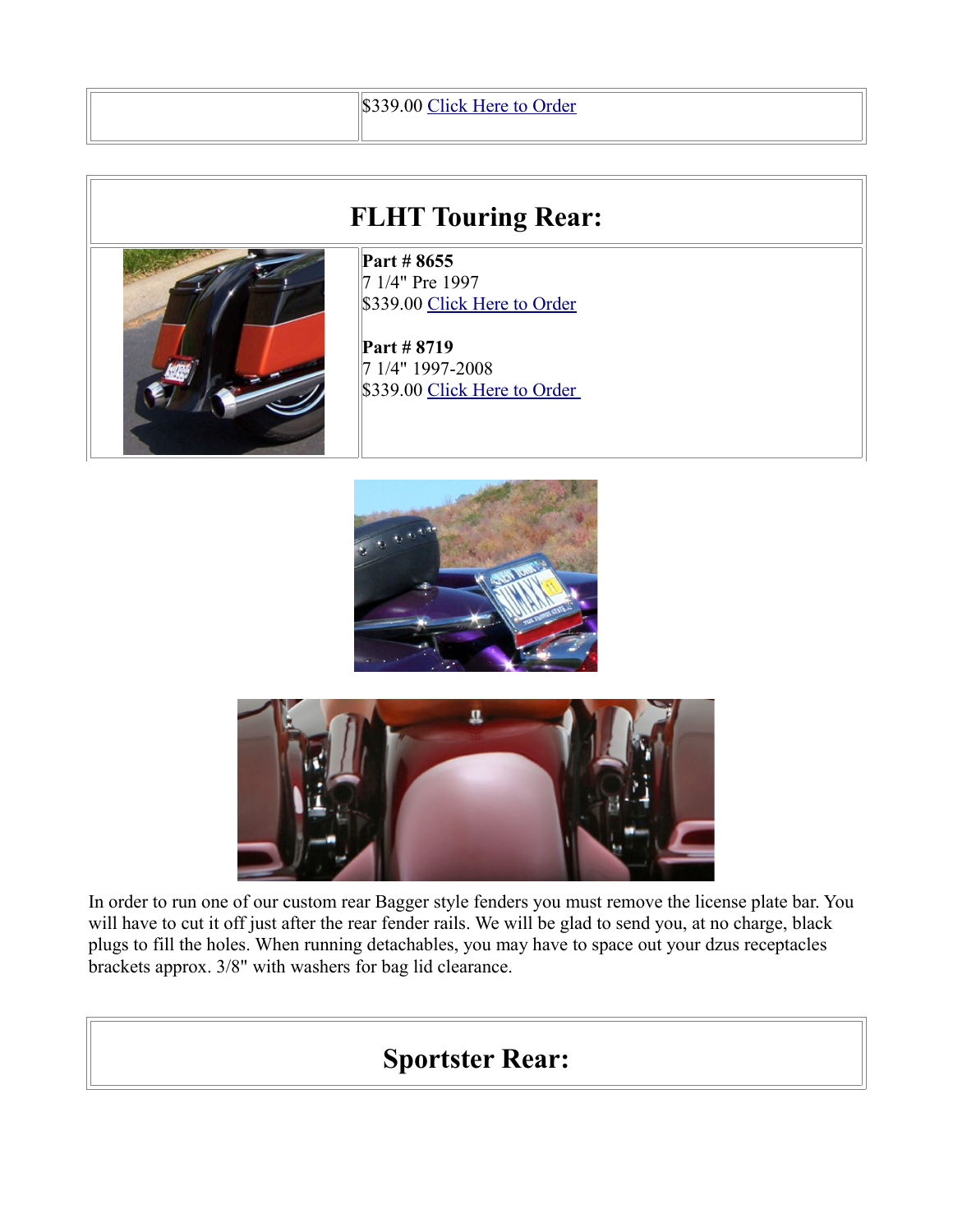|  | $339.00 Click Here to Order |
| --- | --- |

## FLHT Touring Rear:

**Part # 8655**
7 1/4" Pre 1997
$339.00 Click Here to Order

**Part # 8719**
7 1/4" 1997-2008
$339.00 Click Here to Order

In order to run one of our custom rear Bagger style fenders you must remove the license plate bar. You will have to cut it off just after the rear fender rails. We will be glad to send you, at no charge, black plugs to fill the holes. When running detachables, you may have to space out your dzus receptacles brackets approx. 3/8" with washers for bag lid clearance.

## Sportster Rear: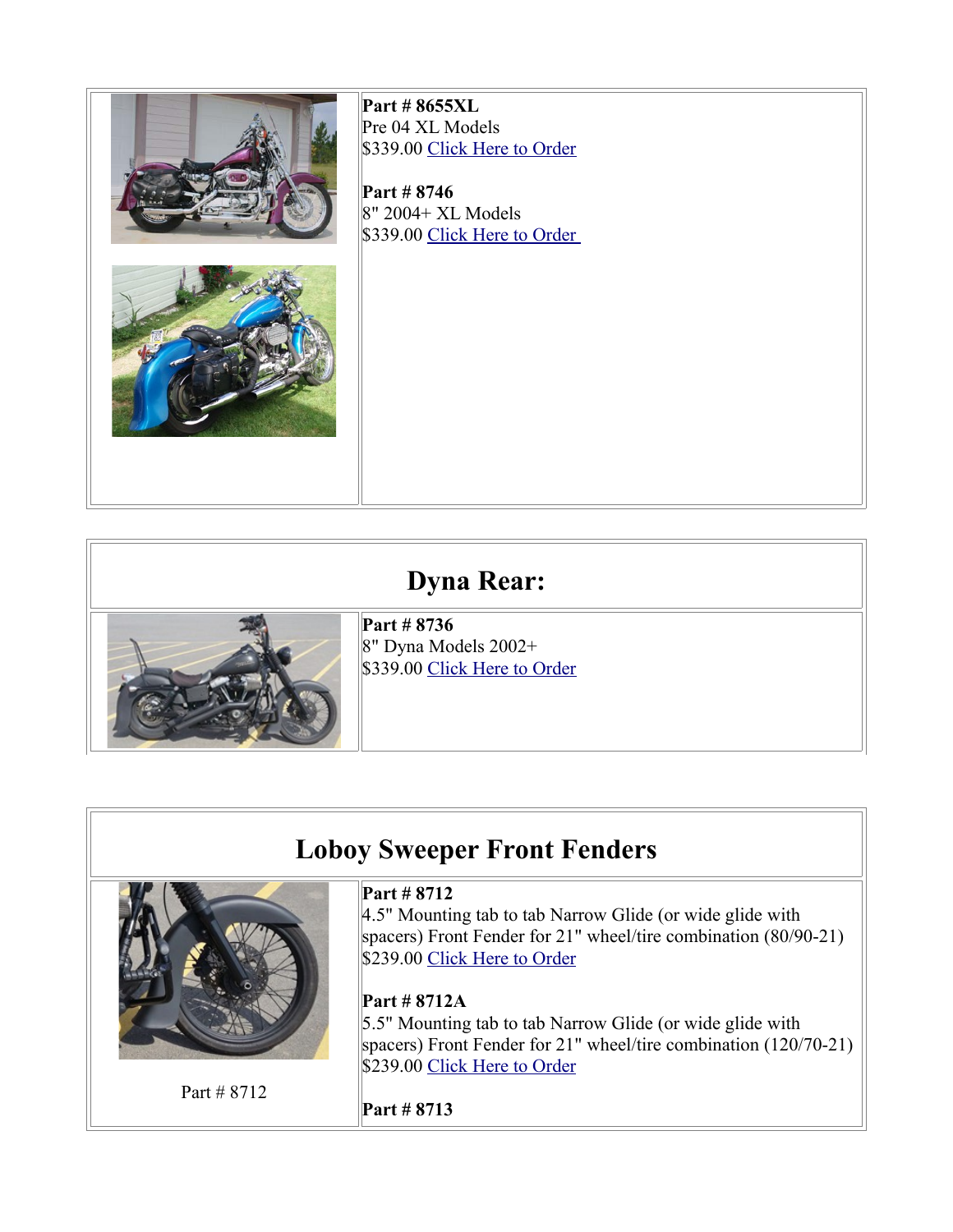**Part # 8655XL**
Pre 04 XL Models
$339.00 Click Here to Order

**Part # 8746**
8" 2004+ XL Models
$339.00 Click Here to Order

## Dyna Rear:

**Part # 8736**
8" Dyna Models 2002+
$339.00 Click Here to Order

## Loboy Sweeper Front Fenders

Part # 8712

**Part # 8712**
4.5" Mounting tab to tab Narrow Glide (or wide glide with spacers) Front Fender for 21" wheel/tire combination (80/90-21)
$239.00 Click Here to Order

**Part # 8712A**
5.5" Mounting tab to tab Narrow Glide (or wide glide with spacers) Front Fender for 21" wheel/tire combination (120/70-21)
$239.00 Click Here to Order

**Part # 8713**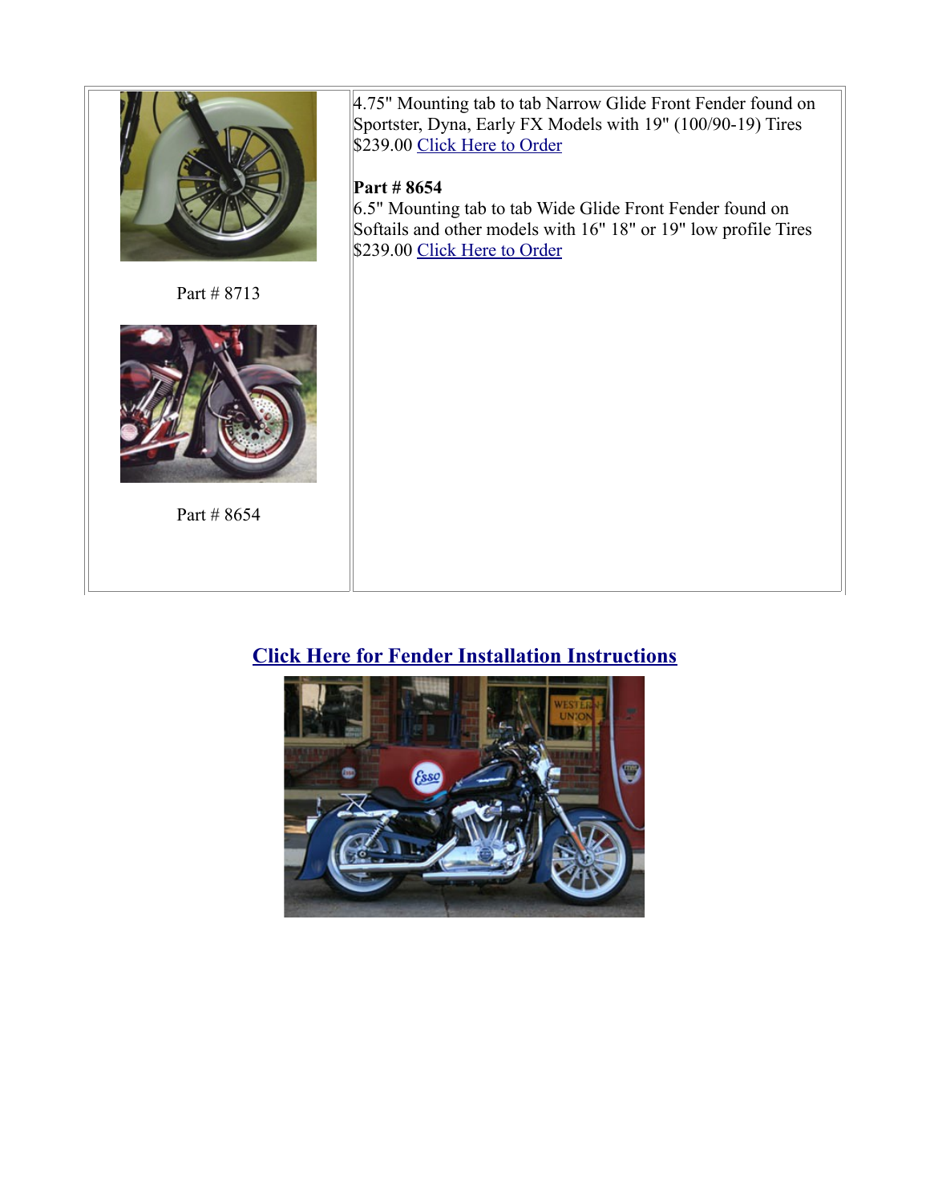| | |
|---|---|
| Part # 8713<br><br>Part # 8654 | 4.75" Mounting tab to tab Narrow Glide Front Fender found on Sportster, Dyna, Early FX Models with 19" (100/90-19) Tires<br>$239.00 [Click Here to Order]<br><br>**Part # 8654**<br>6.5" Mounting tab to tab Wide Glide Front Fender found on Softails and other models with 16" 18" or 19" low profile Tires<br>$239.00 [Click Here to Order] |

## [Click Here for Fender Installation Instructions]